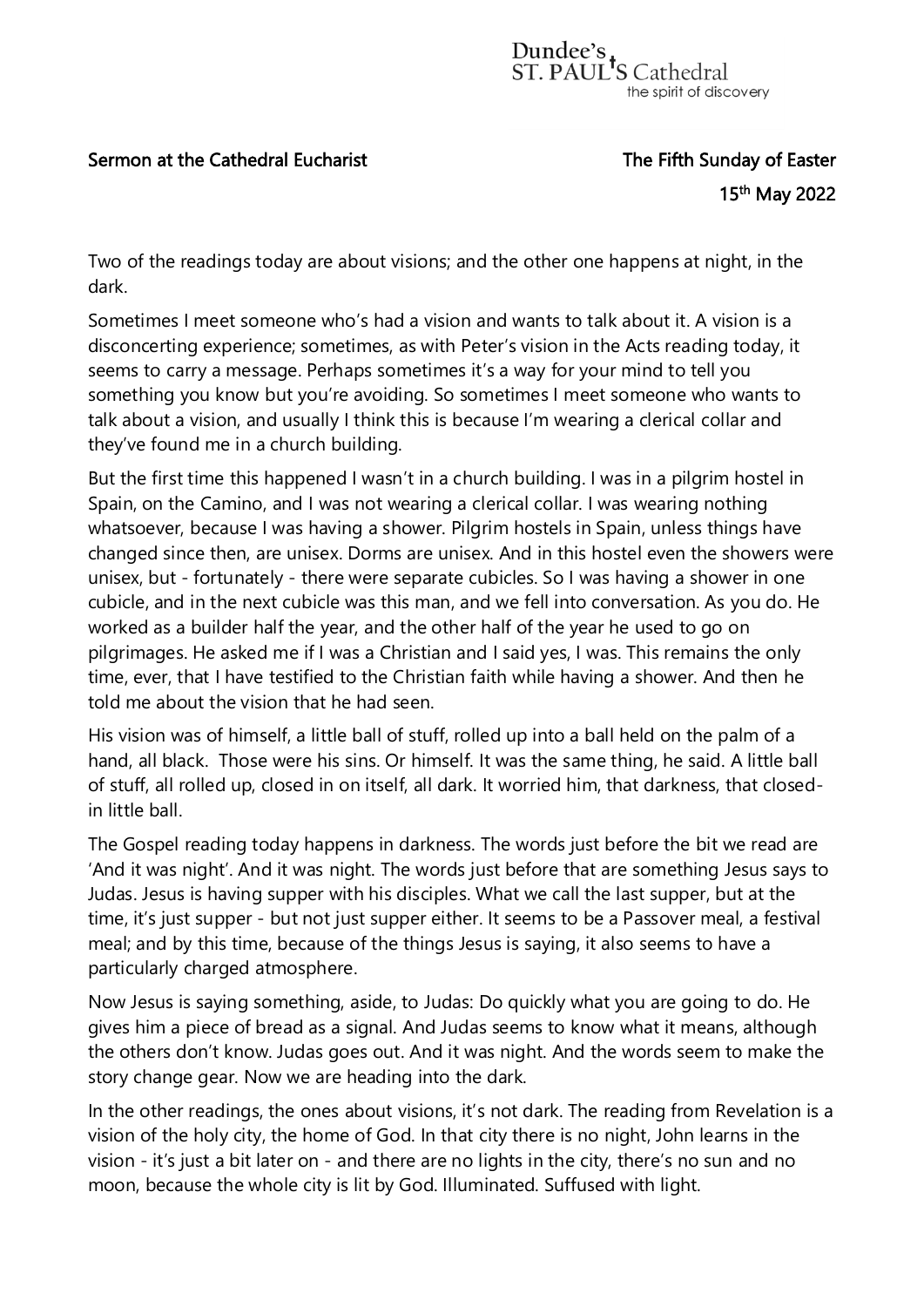Dundee's ST. PAUL'S Cathedral
the spirit of discovery

**Sermon at the Cathedral Eucharist** **The Fifth Sunday of Easter**

**15th May 2022**

Two of the readings today are about visions; and the other one happens at night, in the dark.

Sometimes I meet someone who's had a vision and wants to talk about it. A vision is a disconcerting experience; sometimes, as with Peter's vision in the Acts reading today, it seems to carry a message. Perhaps sometimes it's a way for your mind to tell you something you know but you're avoiding. So sometimes I meet someone who wants to talk about a vision, and usually I think this is because I'm wearing a clerical collar and they've found me in a church building.

But the first time this happened I wasn't in a church building. I was in a pilgrim hostel in Spain, on the Camino, and I was not wearing a clerical collar. I was wearing nothing whatsoever, because I was having a shower. Pilgrim hostels in Spain, unless things have changed since then, are unisex. Dorms are unisex. And in this hostel even the showers were unisex, but - fortunately - there were separate cubicles. So I was having a shower in one cubicle, and in the next cubicle was this man, and we fell into conversation. As you do. He worked as a builder half the year, and the other half of the year he used to go on pilgrimages. He asked me if I was a Christian and I said yes, I was. This remains the only time, ever, that I have testified to the Christian faith while having a shower. And then he told me about the vision that he had seen.

His vision was of himself, a little ball of stuff, rolled up into a ball held on the palm of a hand, all black. Those were his sins. Or himself. It was the same thing, he said. A little ball of stuff, all rolled up, closed in on itself, all dark. It worried him, that darkness, that closed-in little ball.

The Gospel reading today happens in darkness. The words just before the bit we read are 'And it was night'. And it was night. The words just before that are something Jesus says to Judas. Jesus is having supper with his disciples. What we call the last supper, but at the time, it's just supper - but not just supper either. It seems to be a Passover meal, a festival meal; and by this time, because of the things Jesus is saying, it also seems to have a particularly charged atmosphere.

Now Jesus is saying something, aside, to Judas: Do quickly what you are going to do. He gives him a piece of bread as a signal. And Judas seems to know what it means, although the others don't know. Judas goes out. And it was night. And the words seem to make the story change gear. Now we are heading into the dark.

In the other readings, the ones about visions, it's not dark. The reading from Revelation is a vision of the holy city, the home of God. In that city there is no night, John learns in the vision - it's just a bit later on - and there are no lights in the city, there's no sun and no moon, because the whole city is lit by God. Illuminated. Suffused with light.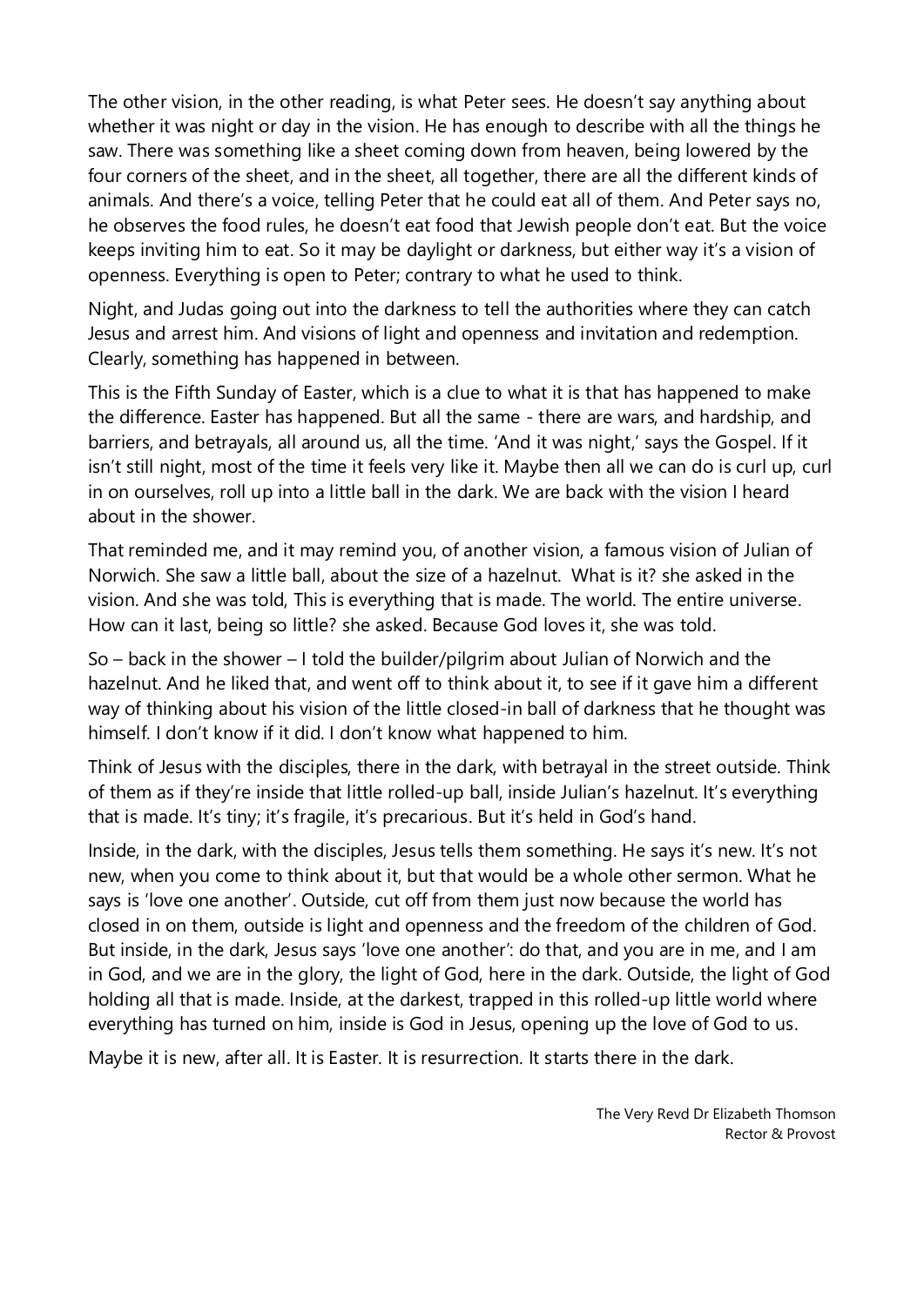The other vision, in the other reading, is what Peter sees. He doesn't say anything about whether it was night or day in the vision. He has enough to describe with all the things he saw. There was something like a sheet coming down from heaven, being lowered by the four corners of the sheet, and in the sheet, all together, there are all the different kinds of animals. And there's a voice, telling Peter that he could eat all of them. And Peter says no, he observes the food rules, he doesn't eat food that Jewish people don't eat. But the voice keeps inviting him to eat. So it may be daylight or darkness, but either way it's a vision of openness. Everything is open to Peter; contrary to what he used to think.

Night, and Judas going out into the darkness to tell the authorities where they can catch Jesus and arrest him. And visions of light and openness and invitation and redemption. Clearly, something has happened in between.

This is the Fifth Sunday of Easter, which is a clue to what it is that has happened to make the difference. Easter has happened. But all the same - there are wars, and hardship, and barriers, and betrayals, all around us, all the time. 'And it was night,' says the Gospel. If it isn't still night, most of the time it feels very like it. Maybe then all we can do is curl up, curl in on ourselves, roll up into a little ball in the dark. We are back with the vision I heard about in the shower.

That reminded me, and it may remind you, of another vision, a famous vision of Julian of Norwich. She saw a little ball, about the size of a hazelnut. What is it? she asked in the vision. And she was told, This is everything that is made. The world. The entire universe. How can it last, being so little? she asked. Because God loves it, she was told.

So – back in the shower – I told the builder/pilgrim about Julian of Norwich and the hazelnut. And he liked that, and went off to think about it, to see if it gave him a different way of thinking about his vision of the little closed-in ball of darkness that he thought was himself. I don't know if it did. I don't know what happened to him.

Think of Jesus with the disciples, there in the dark, with betrayal in the street outside. Think of them as if they're inside that little rolled-up ball, inside Julian's hazelnut. It's everything that is made. It's tiny; it's fragile, it's precarious. But it's held in God's hand.

Inside, in the dark, with the disciples, Jesus tells them something. He says it's new. It's not new, when you come to think about it, but that would be a whole other sermon. What he says is 'love one another'. Outside, cut off from them just now because the world has closed in on them, outside is light and openness and the freedom of the children of God. But inside, in the dark, Jesus says 'love one another': do that, and you are in me, and I am in God, and we are in the glory, the light of God, here in the dark. Outside, the light of God holding all that is made. Inside, at the darkest, trapped in this rolled-up little world where everything has turned on him, inside is God in Jesus, opening up the love of God to us.

Maybe it is new, after all. It is Easter. It is resurrection. It starts there in the dark.

The Very Revd Dr Elizabeth Thomson
Rector & Provost